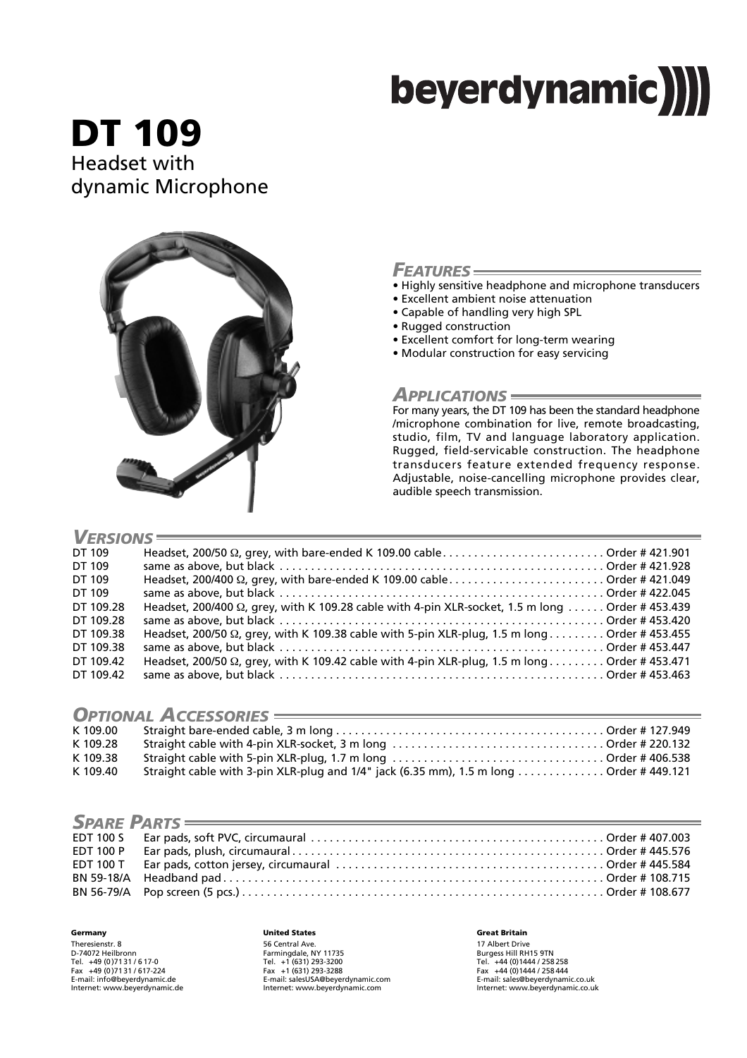beyerdynamic

# DT 109

Headset with dynamic Microphone

## Features

- Highly sensitive headphone and microphone transducers
- Excellent ambient noise attenuation
- Capable of handling very high SPL
- Rugged construction
- Excellent comfort for long-term wearing
- Modular construction for easy servicing

## Applications

For many years, the DT 109 has been the standard headphone /microphone combination for live, remote broadcasting, studio, film, TV and language laboratory application. Rugged, field-servicable construction. The headphone transducers feature extended frequency response. Adjustable, noise-cancelling microphone provides clear, audible speech transmission.

## Versions

| | | |
|---|---|---|
| DT 109 | Headset, 200/50 Ω, grey, with bare-ended K 109.00 cable | Order # 421.901 |
| DT 109 | same as above, but black | Order # 421.928 |
| DT 109 | Headset, 200/400 Ω, grey, with bare-ended K 109.00 cable | Order # 421.049 |
| DT 109 | same as above, but black | Order # 422.045 |
| DT 109.28 | Headset, 200/400 Ω, grey, with K 109.28 cable with 4-pin XLR-socket, 1.5 m long | Order # 453.439 |
| DT 109.28 | same as above, but black | Order # 453.420 |
| DT 109.38 | Headset, 200/50 Ω, grey, with K 109.38 cable with 5-pin XLR-plug, 1.5 m long | Order # 453.455 |
| DT 109.38 | same as above, but black | Order # 453.447 |
| DT 109.42 | Headset, 200/50 Ω, grey, with K 109.42 cable with 4-pin XLR-plug, 1.5 m long | Order # 453.471 |
| DT 109.42 | same as above, but black | Order # 453.463 |

## Optional Accessories

| | | |
|---|---|---|
| K 109.00 | Straight bare-ended cable, 3 m long | Order # 127.949 |
| K 109.28 | Straight cable with 4-pin XLR-socket, 3 m long | Order # 220.132 |
| K 109.38 | Straight cable with 5-pin XLR-plug, 1.7 m long | Order # 406.538 |
| K 109.40 | Straight cable with 3-pin XLR-plug and 1/4" jack (6.35 mm), 1.5 m long | Order # 449.121 |

## Spare Parts

| | | |
|---|---|---|
| EDT 100 S | Ear pads, soft PVC, circumaural | Order # 407.003 |
| EDT 100 P | Ear pads, plush, circumaural | Order # 445.576 |
| EDT 100 T | Ear pads, cotton jersey, circumaural | Order # 445.584 |
| BN 59-18/A | Headband pad | Order # 108.715 |
| BN 56-79/A | Pop screen (5 pcs.) | Order # 108.677 |

**Germany**
Theresienstr. 8
D-74072 Heilbronn
Tel. +49 (0)71 31 / 6 17-0
Fax +49 (0)71 31 / 617-224
E-mail: info@beyerdynamic.de
Internet: www.beyerdynamic.de

**United States**
56 Central Ave.
Farmingdale, NY 11735
Tel. +1 (631) 293-3200
Fax +1 (631) 293-3288
E-mail: salesUSA@beyerdynamic.com
Internet: www.beyerdynamic.com

**Great Britain**
17 Albert Drive
Burgess Hill RH15 9TN
Tel. +44 (0)1444 / 258 258
Fax +44 (0)1444 / 258 444
E-mail: sales@beyerdynamic.co.uk
Internet: www.beyerdynamic.co.uk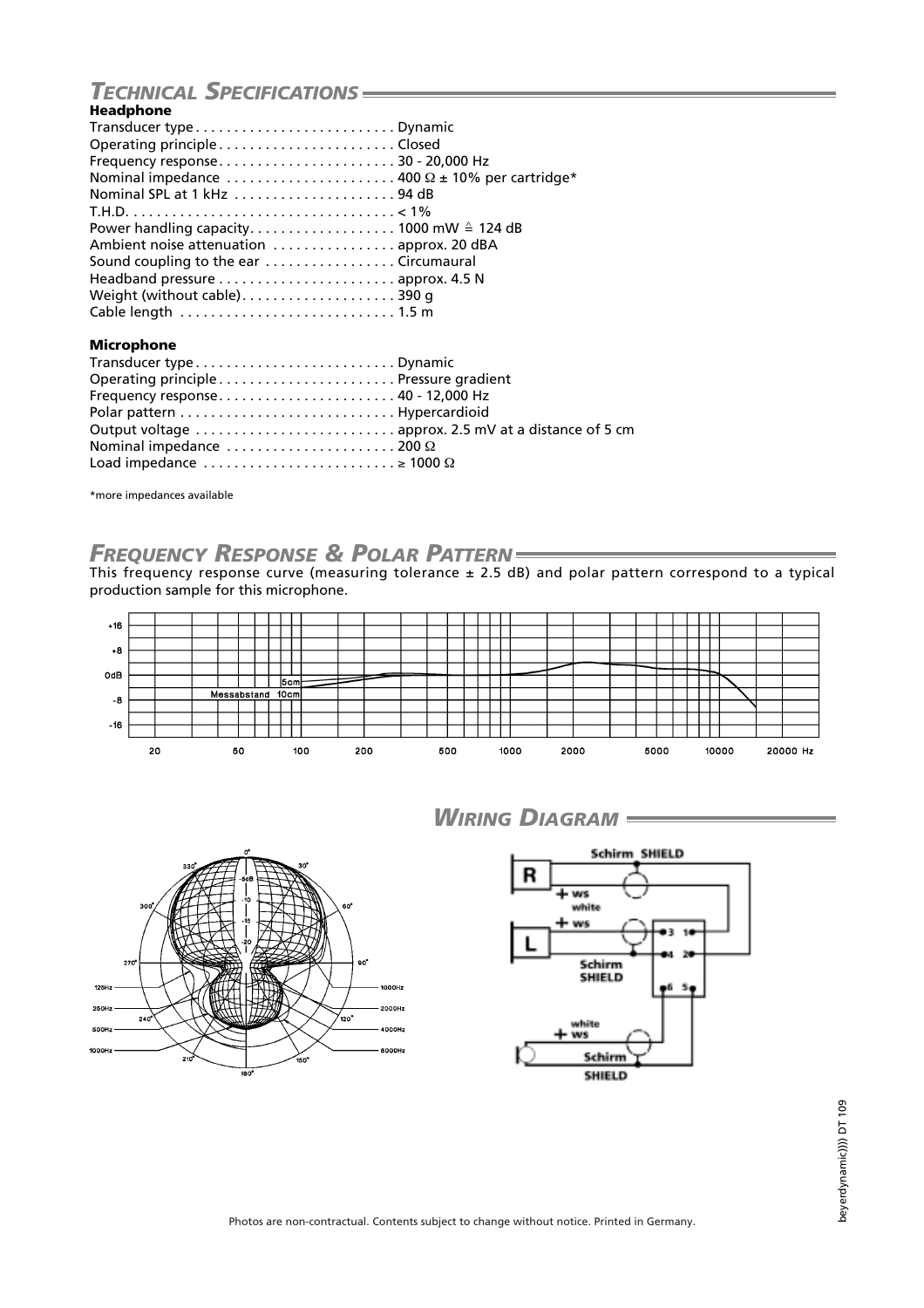## Technical Specifications

### Headphone

Transducer type . . . . . . . . . . . . . . . . . . . . . . . . . Dynamic
Operating principle . . . . . . . . . . . . . . . . . . . . . . Closed
Frequency response . . . . . . . . . . . . . . . . . . . . . . 30 - 20,000 Hz
Nominal impedance . . . . . . . . . . . . . . . . . . . . . 400 Ω ± 10% per cartridge*
Nominal SPL at 1 kHz . . . . . . . . . . . . . . . . . . . . 94 dB
T.H.D. . . . . . . . . . . . . . . . . . . . . . . . . . . . . . . . . . < 1%
Power handling capacity. . . . . . . . . . . . . . . . . . 1000 mW ≙ 124 dB
Ambient noise attenuation . . . . . . . . . . . . . . . approx. 20 dBA
Sound coupling to the ear . . . . . . . . . . . . . . . . Circumaural
Headband pressure . . . . . . . . . . . . . . . . . . . . . . approx. 4.5 N
Weight (without cable). . . . . . . . . . . . . . . . . . . 390 g
Cable length . . . . . . . . . . . . . . . . . . . . . . . . . . . 1.5 m

### Microphone

Transducer type . . . . . . . . . . . . . . . . . . . . . . . . . Dynamic
Operating principle . . . . . . . . . . . . . . . . . . . . . . Pressure gradient
Frequency response . . . . . . . . . . . . . . . . . . . . . . 40 - 12,000 Hz
Polar pattern . . . . . . . . . . . . . . . . . . . . . . . . . . . Hypercardioid
Output voltage . . . . . . . . . . . . . . . . . . . . . . . . . approx. 2.5 mV at a distance of 5 cm
Nominal impedance . . . . . . . . . . . . . . . . . . . . . 200 Ω
Load impedance . . . . . . . . . . . . . . . . . . . . . . . . ≥ 1000 Ω

*more impedances available

## Frequency Response & Polar Pattern

This frequency response curve (measuring tolerance ± 2.5 dB) and polar pattern correspond to a typical production sample for this microphone.

+16
+8
0dB
-8
-16
5cm
Messabstand 10cm
20 50 100 200 500 1000 2000 5000 10000 20000 Hz

0°
330°
30°
300°
60°
270°
90°
240°
120°
210°
150°
180°
-5dB
-10
-15
-20
125Hz
250Hz
500Hz
1000Hz
1000Hz
2000Hz
4000Hz
8000Hz

## Wiring Diagram

Schirm SHIELD
R
+ ws
white
+ ws
L
Schirm
SHIELD
3 1
4 2
6 5
white
+ ws
Schirm
SHIELD

Photos are non-contractual. Contents subject to change without notice. Printed in Germany.

beyerdynamic))) DT 109